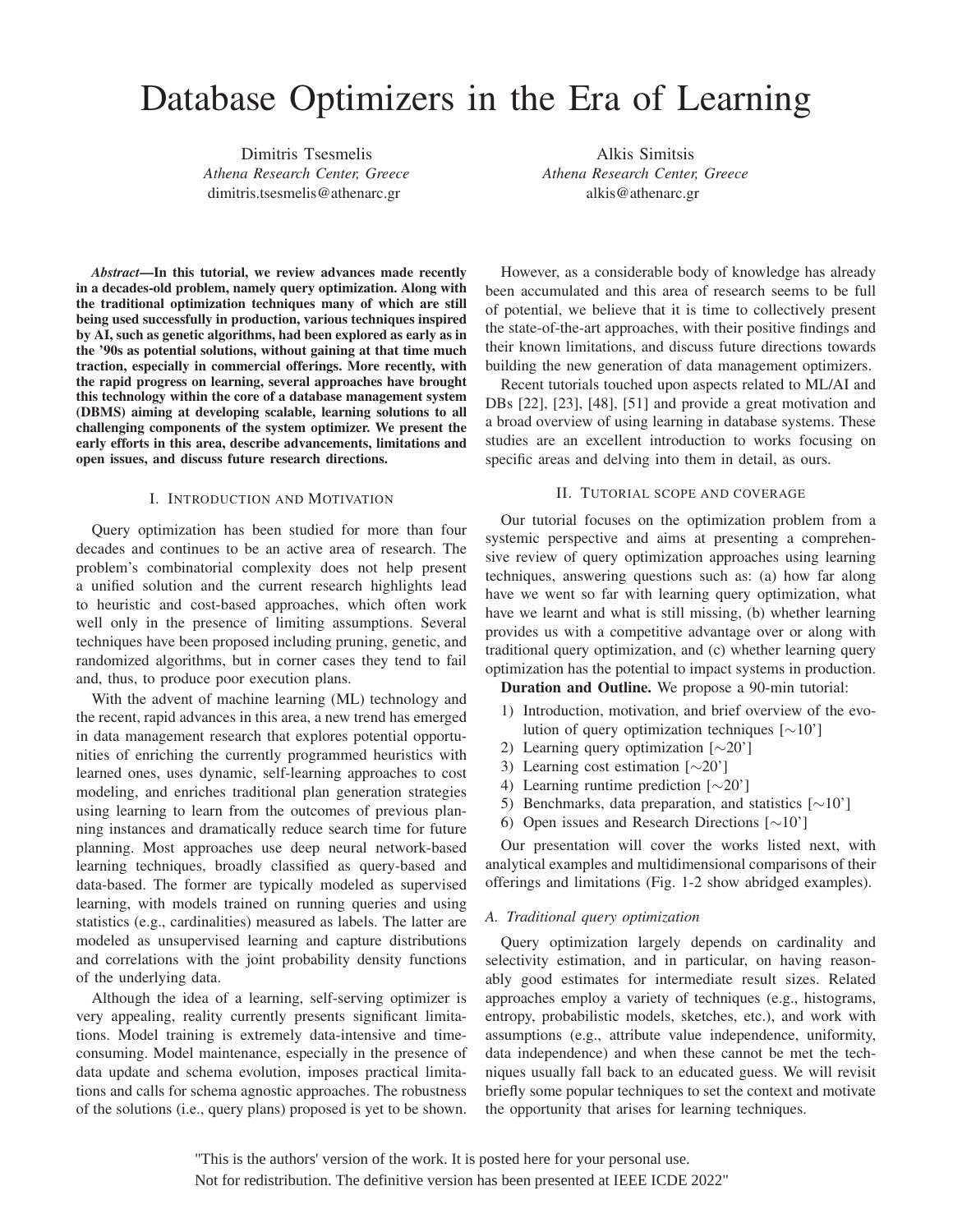# Database Optimizers in the Era of Learning

Dimitris Tsesmelis
*Athena Research Center, Greece*
dimitris.tsesmelis@athenarc.gr

Alkis Simitsis
*Athena Research Center, Greece*
alkis@athenarc.gr

***Abstract*—In this tutorial, we review advances made recently in a decades-old problem, namely query optimization. Along with the traditional optimization techniques many of which are still being used successfully in production, various techniques inspired by AI, such as genetic algorithms, had been explored as early as in the '90s as potential solutions, without gaining at that time much traction, especially in commercial offerings. More recently, with the rapid progress on learning, several approaches have brought this technology within the core of a database management system (DBMS) aiming at developing scalable, learning solutions to all challenging components of the system optimizer. We present the early efforts in this area, describe advancements, limitations and open issues, and discuss future research directions.**

## I. Introduction and Motivation

Query optimization has been studied for more than four decades and continues to be an active area of research. The problem's combinatorial complexity does not help present a unified solution and the current research highlights lead to heuristic and cost-based approaches, which often work well only in the presence of limiting assumptions. Several techniques have been proposed including pruning, genetic, and randomized algorithms, but in corner cases they tend to fail and, thus, to produce poor execution plans.

With the advent of machine learning (ML) technology and the recent, rapid advances in this area, a new trend has emerged in data management research that explores potential opportunities of enriching the currently programmed heuristics with learned ones, uses dynamic, self-learning approaches to cost modeling, and enriches traditional plan generation strategies using learning to learn from the outcomes of previous planning instances and dramatically reduce search time for future planning. Most approaches use deep neural network-based learning techniques, broadly classified as query-based and data-based. The former are typically modeled as supervised learning, with models trained on running queries and using statistics (e.g., cardinalities) measured as labels. The latter are modeled as unsupervised learning and capture distributions and correlations with the joint probability density functions of the underlying data.

Although the idea of a learning, self-serving optimizer is very appealing, reality currently presents significant limitations. Model training is extremely data-intensive and time-consuming. Model maintenance, especially in the presence of data update and schema evolution, imposes practical limitations and calls for schema agnostic approaches. The robustness of the solutions (i.e., query plans) proposed is yet to be shown.

However, as a considerable body of knowledge has already been accumulated and this area of research seems to be full of potential, we believe that it is time to collectively present the state-of-the-art approaches, with their positive findings and their known limitations, and discuss future directions towards building the new generation of data management optimizers.

Recent tutorials touched upon aspects related to ML/AI and DBs [22], [23], [48], [51] and provide a great motivation and a broad overview of using learning in database systems. These studies are an excellent introduction to works focusing on specific areas and delving into them in detail, as ours.

## II. Tutorial Scope and Coverage

Our tutorial focuses on the optimization problem from a systemic perspective and aims at presenting a comprehensive review of query optimization approaches using learning techniques, answering questions such as: (a) how far along have we went so far with learning query optimization, what have we learnt and what is still missing, (b) whether learning provides us with a competitive advantage over or along with traditional query optimization, and (c) whether learning query optimization has the potential to impact systems in production.

**Duration and Outline.** We propose a 90-min tutorial:

1) Introduction, motivation, and brief overview of the evolution of query optimization techniques [∼10']
2) Learning query optimization [∼20']
3) Learning cost estimation [∼20']
4) Learning runtime prediction [∼20']
5) Benchmarks, data preparation, and statistics [∼10']
6) Open issues and Research Directions [∼10']

Our presentation will cover the works listed next, with analytical examples and multidimensional comparisons of their offerings and limitations (Fig. 1-2 show abridged examples).

### *A. Traditional query optimization*

Query optimization largely depends on cardinality and selectivity estimation, and in particular, on having reasonably good estimates for intermediate result sizes. Related approaches employ a variety of techniques (e.g., histograms, entropy, probabilistic models, sketches, etc.), and work with assumptions (e.g., attribute value independence, uniformity, data independence) and when these cannot be met the techniques usually fall back to an educated guess. We will revisit briefly some popular techniques to set the context and motivate the opportunity that arises for learning techniques.

"This is the authors' version of the work. It is posted here for your personal use.
Not for redistribution. The definitive version has been presented at IEEE ICDE 2022"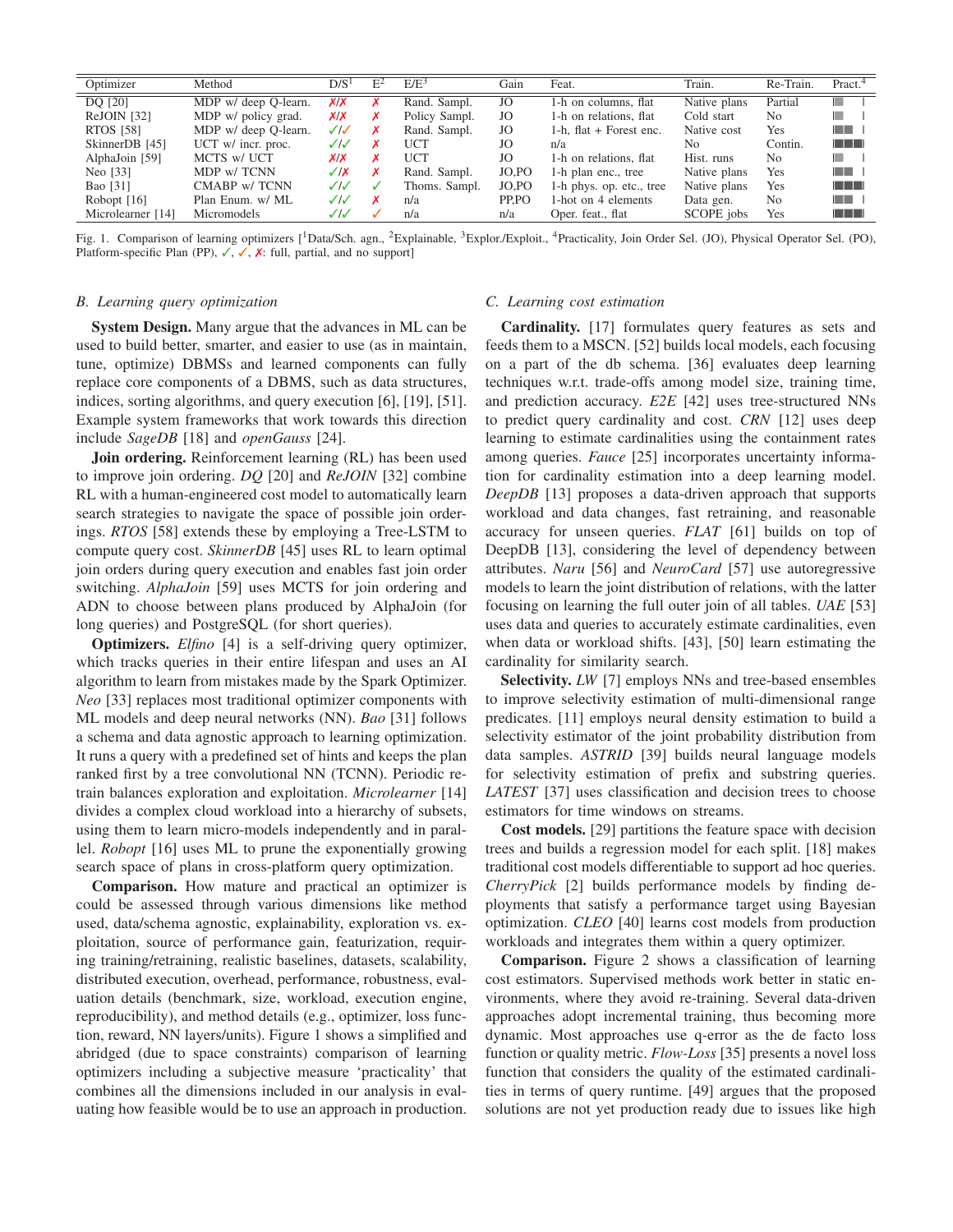| Optimizer | Method | D/S[1] | E[2] | E/E[3] | Gain | Feat. | Train. | Re-Train. | Pract.[4] |
|---|---|---|---|---|---|---|---|---|---|
| DQ [20] | MDP w/ deep Q-learn. | ✗/✗ | ✗ | Rand. Sampl. | JO | 1-h on columns, flat | Native plans | Partial | ▮ |
| ReJOIN [32] | MDP w/ policy grad. | ✗/✗ | ✗ | Policy Sampl. | JO | 1-h on relations, flat | Cold start | No | ▮ |
| RTOS [58] | MDP w/ deep Q-learn. | ✓/✓ | ✗ | Rand. Sampl. | JO | 1-h, flat + Forest enc. | Native cost | Yes | ▮▮▮ |
| SkinnerDB [45] | UCT w/ incr. proc. | ✓/✓ | ✗ | UCT | JO | n/a | No | Contin. | ▮▮▮▮ |
| AlphaJoin [59] | MCTS w/ UCT | ✗/✗ | ✗ | UCT | JO | 1-h on relations, flat | Hist. runs | No | ▮ |
| Neo [33] | MDP w/ TCNN | ✓/✗ | ✗ | Rand. Sampl. | JO,PO | 1-h plan enc., tree | Native plans | Yes | ▮▮▮ |
| Bao [31] | CMABP w/ TCNN | ✓/✓ | ✓ | Thoms. Sampl. | JO,PO | 1-h phys. op. etc., tree | Native plans | Yes | ▮▮▮▮ |
| Robopt [16] | Plan Enum. w/ ML | ✓/✓ | ✗ | n/a | PP,PO | 1-hot on 4 elements | Data gen. | No | ▮▮▮ |
| Microlearner [14] | Micromodels | ✓/✓ | ✓ | n/a | n/a | Oper. feat., flat | SCOPE jobs | Yes | ▮▮▮▮ |

Fig. 1. Comparison of learning optimizers [[1]Data/Sch. agn., [2]Explainable, [3]Explor./Exploit., [4]Practicality, Join Order Sel. (JO), Physical Operator Sel. (PO), Platform-specific Plan (PP), ✓, ✓, ✗: full, partial, and no support]

### B. Learning query optimization

**System Design.** Many argue that the advances in ML can be used to build better, smarter, and easier to use (as in maintain, tune, optimize) DBMSs and learned components can fully replace core components of a DBMS, such as data structures, indices, sorting algorithms, and query execution [6], [19], [51]. Example system frameworks that work towards this direction include *SageDB* [18] and *openGauss* [24].

**Join ordering.** Reinforcement learning (RL) has been used to improve join ordering. *DQ* [20] and *ReJOIN* [32] combine RL with a human-engineered cost model to automatically learn search strategies to navigate the space of possible join orderings. *RTOS* [58] extends these by employing a Tree-LSTM to compute query cost. *SkinnerDB* [45] uses RL to learn optimal join orders during query execution and enables fast join order switching. *AlphaJoin* [59] uses MCTS for join ordering and ADN to choose between plans produced by AlphaJoin (for long queries) and PostgreSQL (for short queries).

**Optimizers.** *Elfino* [4] is a self-driving query optimizer, which tracks queries in their entire lifespan and uses an AI algorithm to learn from mistakes made by the Spark Optimizer. *Neo* [33] replaces most traditional optimizer components with ML models and deep neural networks (NN). *Bao* [31] follows a schema and data agnostic approach to learning optimization. It runs a query with a predefined set of hints and keeps the plan ranked first by a tree convolutional NN (TCNN). Periodic retrain balances exploration and exploitation. *Microlearner* [14] divides a complex cloud workload into a hierarchy of subsets, using them to learn micro-models independently and in parallel. *Robopt* [16] uses ML to prune the exponentially growing search space of plans in cross-platform query optimization.

**Comparison.** How mature and practical an optimizer is could be assessed through various dimensions like method used, data/schema agnostic, explainability, exploration vs. exploitation, source of performance gain, featurization, requiring training/retraining, realistic baselines, datasets, scalability, distributed execution, overhead, performance, robustness, evaluation details (benchmark, size, workload, execution engine, reproducibility), and method details (e.g., optimizer, loss function, reward, NN layers/units). Figure 1 shows a simplified and abridged (due to space constraints) comparison of learning optimizers including a subjective measure 'practicality' that combines all the dimensions included in our analysis in evaluating how feasible would be to use an approach in production.

### C. Learning cost estimation

**Cardinality.** [17] formulates query features as sets and feeds them to a MSCN. [52] builds local models, each focusing on a part of the db schema. [36] evaluates deep learning techniques w.r.t. trade-offs among model size, training time, and prediction accuracy. *E2E* [42] uses tree-structured NNs to predict query cardinality and cost. *CRN* [12] uses deep learning to estimate cardinalities using the containment rates among queries. *Fauce* [25] incorporates uncertainty information for cardinality estimation into a deep learning model. *DeepDB* [13] proposes a data-driven approach that supports workload and data changes, fast retraining, and reasonable accuracy for unseen queries. *FLAT* [61] builds on top of DeepDB [13], considering the level of dependency between attributes. *Naru* [56] and *NeuroCard* [57] use autoregressive models to learn the joint distribution of relations, with the latter focusing on learning the full outer join of all tables. *UAE* [53] uses data and queries to accurately estimate cardinalities, even when data or workload shifts. [43], [50] learn estimating the cardinality for similarity search.

**Selectivity.** *LW* [7] employs NNs and tree-based ensembles to improve selectivity estimation of multi-dimensional range predicates. [11] employs neural density estimation to build a selectivity estimator of the joint probability distribution from data samples. *ASTRID* [39] builds neural language models for selectivity estimation of prefix and substring queries. *LATEST* [37] uses classification and decision trees to choose estimators for time windows on streams.

**Cost models.** [29] partitions the feature space with decision trees and builds a regression model for each split. [18] makes traditional cost models differentiable to support ad hoc queries. *CherryPick* [2] builds performance models by finding deployments that satisfy a performance target using Bayesian optimization. *CLEO* [40] learns cost models from production workloads and integrates them within a query optimizer.

**Comparison.** Figure 2 shows a classification of learning cost estimators. Supervised methods work better in static environments, where they avoid re-training. Several data-driven approaches adopt incremental training, thus becoming more dynamic. Most approaches use q-error as the de facto loss function or quality metric. *Flow-Loss* [35] presents a novel loss function that considers the quality of the estimated cardinalities in terms of query runtime. [49] argues that the proposed solutions are not yet production ready due to issues like high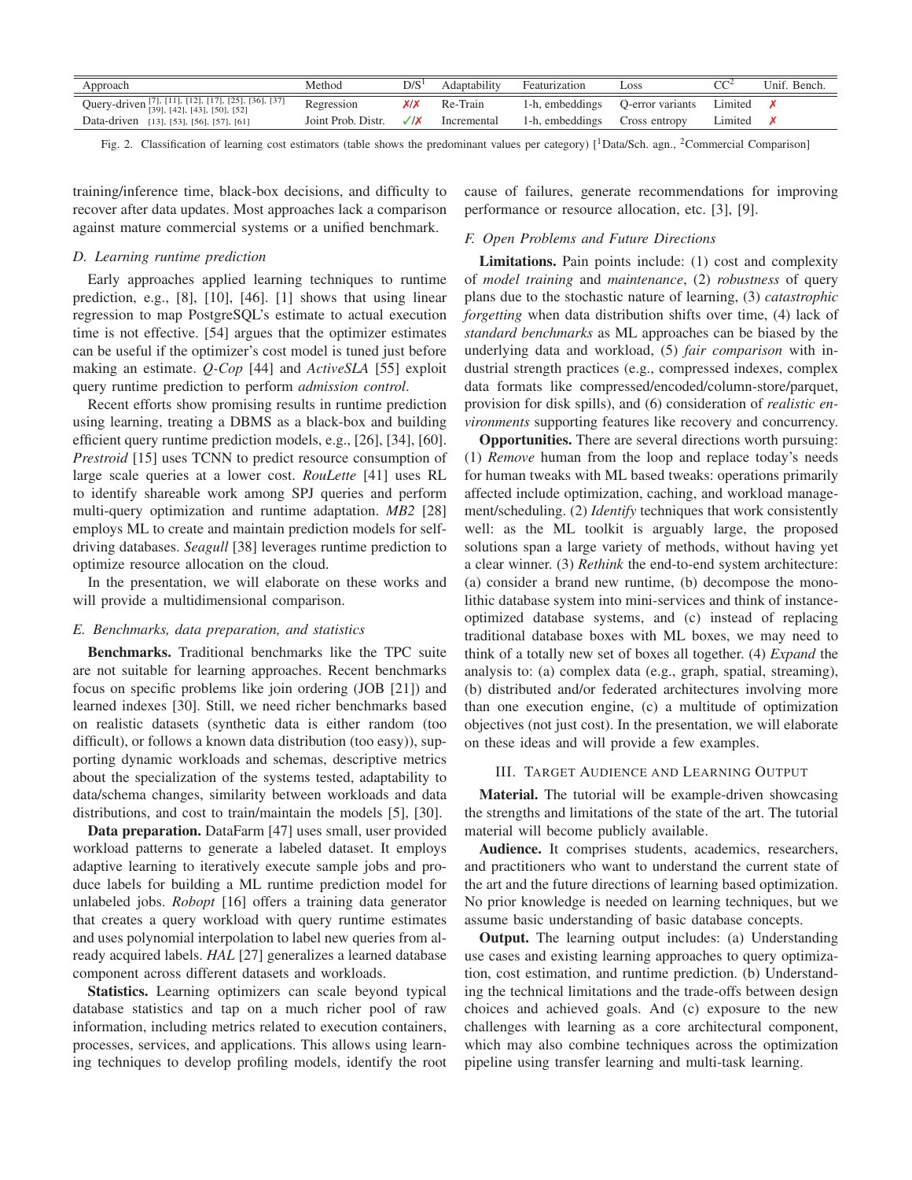| Approach | Method | D/S[1] | Adaptability | Featurization | Loss | CC[2] | Unif. Bench. |
|---|---|---|---|---|---|---|---|
| Query-driven [7], [11], [12], [17], [25], [36], [37] [39], [42], [43], [50], [52] | Regression | ✗/✗ | Re-Train | 1-h, embeddings | Q-error variants | Limited | ✗ |
| Data-driven [13], [53], [56], [57], [61] | Joint Prob. Distr. | ✓/✗ | Incremental | 1-h, embeddings | Cross entropy | Limited | ✗ |

Fig. 2. Classification of learning cost estimators (table shows the predominant values per category) [[1]Data/Sch. agn., [2]Commercial Comparison]

training/inference time, black-box decisions, and difficulty to recover after data updates. Most approaches lack a comparison against mature commercial systems or a unified benchmark.

### D. Learning runtime prediction

Early approaches applied learning techniques to runtime prediction, e.g., [8], [10], [46]. [1] shows that using linear regression to map PostgreSQL's estimate to actual execution time is not effective. [54] argues that the optimizer estimates can be useful if the optimizer's cost model is tuned just before making an estimate. *Q-Cop* [44] and *ActiveSLA* [55] exploit query runtime prediction to perform *admission control*.

Recent efforts show promising results in runtime prediction using learning, treating a DBMS as a black-box and building efficient query runtime prediction models, e.g., [26], [34], [60]. *Prestroid* [15] uses TCNN to predict resource consumption of large scale queries at a lower cost. *RouLette* [41] uses RL to identify shareable work among SPJ queries and perform multi-query optimization and runtime adaptation. *MB2* [28] employs ML to create and maintain prediction models for self-driving databases. *Seagull* [38] leverages runtime prediction to optimize resource allocation on the cloud.

In the presentation, we will elaborate on these works and will provide a multidimensional comparison.

### E. Benchmarks, data preparation, and statistics

**Benchmarks.** Traditional benchmarks like the TPC suite are not suitable for learning approaches. Recent benchmarks focus on specific problems like join ordering (JOB [21]) and learned indexes [30]. Still, we need richer benchmarks based on realistic datasets (synthetic data is either random (too difficult), or follows a known data distribution (too easy)), supporting dynamic workloads and schemas, descriptive metrics about the specialization of the systems tested, adaptability to data/schema changes, similarity between workloads and data distributions, and cost to train/maintain the models [5], [30].

**Data preparation.** DataFarm [47] uses small, user provided workload patterns to generate a labeled dataset. It employs adaptive learning to iteratively execute sample jobs and produce labels for building a ML runtime prediction model for unlabeled jobs. *Robopt* [16] offers a training data generator that creates a query workload with query runtime estimates and uses polynomial interpolation to label new queries from already acquired labels. *HAL* [27] generalizes a learned database component across different datasets and workloads.

**Statistics.** Learning optimizers can scale beyond typical database statistics and tap on a much richer pool of raw information, including metrics related to execution containers, processes, services, and applications. This allows using learning techniques to develop profiling models, identify the root cause of failures, generate recommendations for improving performance or resource allocation, etc. [3], [9].

### F. Open Problems and Future Directions

**Limitations.** Pain points include: (1) cost and complexity of *model training* and *maintenance*, (2) *robustness* of query plans due to the stochastic nature of learning, (3) *catastrophic forgetting* when data distribution shifts over time, (4) lack of *standard benchmarks* as ML approaches can be biased by the underlying data and workload, (5) *fair comparison* with industrial strength practices (e.g., compressed indexes, complex data formats like compressed/encoded/column-store/parquet, provision for disk spills), and (6) consideration of *realistic environments* supporting features like recovery and concurrency.

**Opportunities.** There are several directions worth pursuing: (1) *Remove* human from the loop and replace today's needs for human tweaks with ML based tweaks: operations primarily affected include optimization, caching, and workload management/scheduling. (2) *Identify* techniques that work consistently well: as the ML toolkit is arguably large, the proposed solutions span a large variety of methods, without having yet a clear winner. (3) *Rethink* the end-to-end system architecture: (a) consider a brand new runtime, (b) decompose the monolithic database system into mini-services and think of instance-optimized database systems, and (c) instead of replacing traditional database boxes with ML boxes, we may need to think of a totally new set of boxes all together. (4) *Expand* the analysis to: (a) complex data (e.g., graph, spatial, streaming), (b) distributed and/or federated architectures involving more than one execution engine, (c) a multitude of optimization objectives (not just cost). In the presentation, we will elaborate on these ideas and will provide a few examples.

## III. Target Audience and Learning Output

**Material.** The tutorial will be example-driven showcasing the strengths and limitations of the state of the art. The tutorial material will become publicly available.

**Audience.** It comprises students, academics, researchers, and practitioners who want to understand the current state of the art and the future directions of learning based optimization. No prior knowledge is needed on learning techniques, but we assume basic understanding of basic database concepts.

**Output.** The learning output includes: (a) Understanding use cases and existing learning approaches to query optimization, cost estimation, and runtime prediction. (b) Understanding the technical limitations and the trade-offs between design choices and achieved goals. And (c) exposure to the new challenges with learning as a core architectural component, which may also combine techniques across the optimization pipeline using transfer learning and multi-task learning.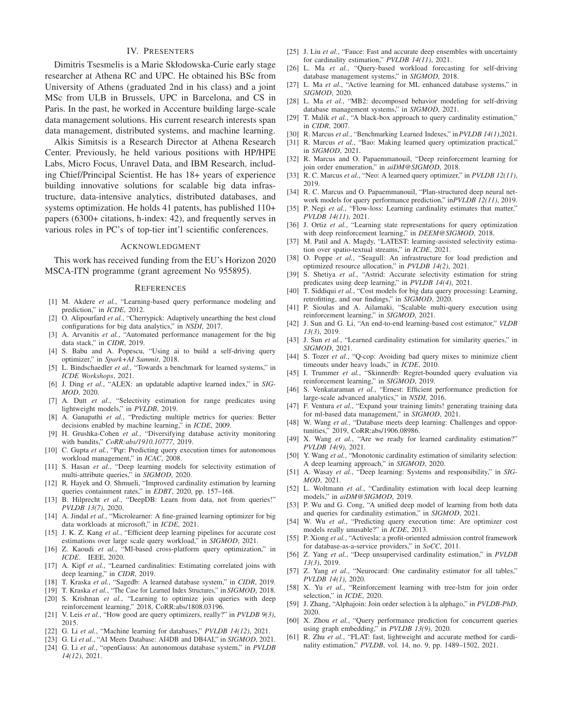## IV. Presenters

Dimitris Tsesmelis is a Marie Skłodowska-Curie early stage researcher at Athena RC and UPC. He obtained his BSc from University of Athens (graduated 2nd in his class) and a joint MSc from ULB in Brussels, UPC in Barcelona, and CS in Paris. In the past, he worked in Accenture building large-scale data management solutions. His current research interests span data management, distributed systems, and machine learning.

Alkis Simitsis is a Research Director at Athena Research Center. Previously, he held various positions with HP/HPE Labs, Micro Focus, Unravel Data, and IBM Research, including Chief/Principal Scientist. He has 18+ years of experience building innovative solutions for scalable big data infrastructure, data-intensive analytics, distributed databases, and systems optimization. He holds 41 patents, has published 110+ papers (6300+ citations, h-index: 42), and frequently serves in various roles in PC's of top-tier int'l scientific conferences.

## Acknowledgment

This work has received funding from the EU's Horizon 2020 MSCA-ITN programme (grant agreement No 955895).

## References

[1] M. Akdere *et al.*, "Learning-based query performance modeling and prediction," in *ICDE*, 2012.

[2] O. Alipourfard *et al.*, "Cherrypick: Adaptively unearthing the best cloud configurations for big data analytics," in *NSDI*, 2017.

[3] A. Arvanitis *et al.*, "Automated performance management for the big data stack," in *CIDR*, 2019.

[4] S. Babu and A. Popescu, "Using ai to build a self-driving query optimizer," in *Spark+AI Summit*, 2018.

[5] L. Bindschaedler *et al.*, "Towards a benchmark for learned systems," in *ICDE Workshops*, 2021.

[6] J. Ding *et al.*, "ALEX: an updatable adaptive learned index," in *SIGMOD*, 2020.

[7] A. Dutt *et al.*, "Selectivity estimation for range predicates using lightweight models," in *PVLDB*, 2019.

[8] A. Ganapathi *et al.*, "Predicting multiple metrics for queries: Better decisions enabled by machine learning," in *ICDE*, 2009.

[9] H. Grushka-Cohen *et al.*, "Diversifying database activity monitoring with bandits," *CoRR:abs/1910.10777*, 2019.

[10] C. Gupta *et al.*, "Pqr: Predicting query execution times for autonomous workload management," in *ICAC*, 2008.

[11] S. Hasan *et al.*, "Deep learning models for selectivity estimation of multi-attribute queries," in *SIGMOD*, 2020.

[12] R. Hayek and O. Shmueli, "Improved cardinality estimation by learning queries containment rates," in *EDBT*, 2020, pp. 157–168.

[13] B. Hilprecht *et al.*, "DeepDB: Learn from data, not from queries!" *PVLDB 13(7)*, 2020.

[14] A. Jindal *et al.*, "Microlearner: A fine-grained learning optimizer for big data workloads at microsoft," in *ICDE*, 2021.

[15] J. K. Z. Kang *et al.*, "Efficient deep learning pipelines for accurate cost estimations over large scale query workload," in *SIGMOD*, 2021.

[16] Z. Kaoudi *et al.*, "Ml-based cross-platform query optimization," in *ICDE*. IEEE, 2020.

[17] A. Kipf *et al.*, "Learned cardinalities: Estimating correlated joins with deep learning," in *CIDR*, 2019.

[18] T. Kraska *et al.*, "Sagedb: A learned database system," in *CIDR*, 2019.

[19] T. Kraska *et al.*, "The Case for Learned Index Structures," in *SIGMOD*, 2018.

[20] S. Krishnan *et al.*, "Learning to optimize join queries with deep reinforcement learning," 2018, CoRR:abs/1808.03196.

[21] V. Leis *et al.*, "How good are query optimizers, really?" in *PVLDB 9(3)*, 2015.

[22] G. Li *et al.*, "Machine learning for databases," *PVLDB 14(12)*, 2021.

[23] G. Li *et al.*, "AI Meets Database: AI4DB and DB4AI," in *SIGMOD*, 2021.

[24] G. Li *et al.*, "openGauss: An autonomous database system," in *PVLDB 14(12)*, 2021.

[25] J. Liu *et al.*, "Fauce: Fast and accurate deep ensembles with uncertainty for cardinality estimation," *PVLDB 14(11)*, 2021.

[26] L. Ma *et al.*, "Query-based workload forecasting for self-driving database management systems," in *SIGMOD*, 2018.

[27] L. Ma *et al.*, "Active learning for ML enhanced database systems," in *SIGMOD*, 2020.

[28] L. Ma *et al.*, "MB2: decomposed behavior modeling for self-driving database management systems," in *SIGMOD*, 2021.

[29] T. Malik *et al.*, "A black-box approach to query cardinality estimation," in *CIDR*, 2007.

[30] R. Marcus *et al.*, "Benchmarking Learned Indexes," in *PVLDB 14(1)*, 2021.

[31] R. Marcus *et al.*, "Bao: Making learned query optimization practical," in *SIGMOD*, 2021.

[32] R. Marcus and O. Papaemmanouil, "Deep reinforcement learning for join order enumeration," in *aiDM@SIGMOD*, 2018.

[33] R. C. Marcus *et al.*, "Neo: A learned query optimizer," in *PVLDB 12(11)*, 2019.

[34] R. C. Marcus and O. Papaemmanouil, "Plan-structured deep neural network models for query performance prediction," in *PVLDB 12(11)*, 2019.

[35] P. Negi *et al.*, "Flow-loss: Learning cardinality estimates that matter," *PVLDB 14(11)*, 2021.

[36] J. Ortiz *et al.*, "Learning state representations for query optimization with deep reinforcement learning," in *DEEM@SIGMOD*, 2018.

[37] M. Patil and A. Magdy, "LATEST: learning-assisted selectivity estimation over spatio-textual streams," in *ICDE*, 2021.

[38] O. Poppe *et al.*, "Seagull: An infrastructure for load prediction and optimized resource allocation," in *PVLDB 14(2)*, 2021.

[39] S. Shetiya *et al.*, "Astrid: Accurate selectivity estimation for string predicates using deep learning," in *PVLDB 14(4)*, 2021.

[40] T. Siddiqui *et al.*, "Cost models for big data query processing: Learning, retrofitting, and our findings," in *SIGMOD*, 2020.

[41] P. Sioulas and A. Ailamaki, "Scalable multi-query execution using reinforcement learning," in *SIGMOD*, 2021.

[42] J. Sun and G. Li, "An end-to-end learning-based cost estimator," *VLDB 13(3)*, 2019.

[43] J. Sun *et al.*, "Learned cardinality estimation for similarity queries," in *SIGMOD*, 2021.

[44] S. Tozer *et al.*, "Q-cop: Avoiding bad query mixes to minimize client timeouts under heavy loads," in *ICDE*, 2010.

[45] I. Trummer *et al.*, "Skinnerdb: Regret-bounded query evaluation via reinforcement learning," in *SIGMOD*, 2019.

[46] S. Venkataraman *et al.*, "Ernest: Efficient performance prediction for large-scale advanced analytics," in *NSDI*, 2016.

[47] F. Ventura *et al.*, "Expand your training limits! generating training data for ml-based data management," in *SIGMOD*, 2021.

[48] W. Wang *et al.*, "Database meets deep learning: Challenges and opportunities," 2019, CoRR:abs/1906.08986.

[49] X. Wang *et al.*, "Are we ready for learned cardinality estimation?" *PVLDB 14(9)*, 2021.

[50] Y. Wang *et al.*, "Monotonic cardinality estimation of similarity selection: A deep learning approach," in *SIGMOD*, 2020.

[51] A. Wasay *et al.*, "Deep learning: Systems and responsibility," in *SIGMOD*, 2021.

[52] L. Woltmann *et al.*, "Cardinality estimation with local deep learning models," in *aiDM@SIGMOD*, 2019.

[53] P. Wu and G. Cong, "A unified deep model of learning from both data and queries for cardinality estimation," in *SIGMOD*, 2021.

[54] W. Wu *et al.*, "Predicting query execution time: Are optimizer cost models really unusable?" in *ICDE*, 2013.

[55] P. Xiong *et al.*, "Activesla: a profit-oriented admission control framework for database-as-a-service providers," in *SoCC*, 2011.

[56] Z. Yang *et al.*, "Deep unsupervised cardinality estimation," in *PVLDB 13(3)*, 2019.

[57] Z. Yang *et al.*, "Neurocard: One cardinality estimator for all tables," *PVLDB 14(1)*, 2020.

[58] X. Yu *et al.*, "Reinforcement learning with tree-lstm for join order selection," in *ICDE*, 2020.

[59] J. Zhang, "Alphajoin: Join order selection à la alphago," in *PVLDB-PhD*, 2020.

[60] X. Zhou *et al.*, "Query performance prediction for concurrent queries using graph embedding," in *PVLDB 13(9)*, 2020.

[61] R. Zhu *et al.*, "FLAT: fast, lightweight and accurate method for cardinality estimation," *PVLDB*, vol. 14, no. 9, pp. 1489–1502, 2021.